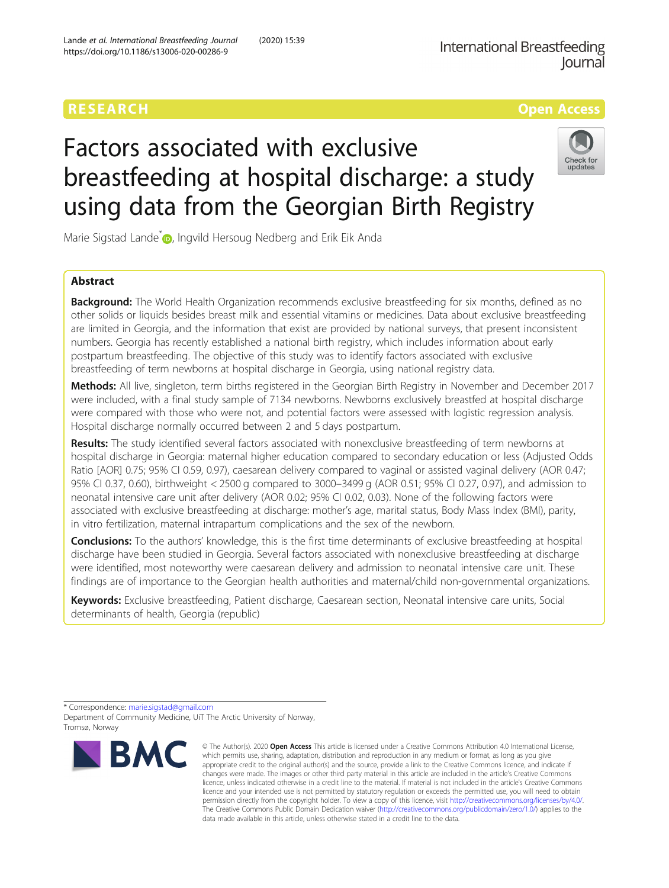RESEARCH

Open Access

# Factors associated with exclusive breastfeeding at hospital discharge: a study using data from the Georgian Birth Registry

Marie Sigstad Lande*, Ingvild Hersoug Nedberg and Erik Eik Anda

## Abstract

**Background:** The World Health Organization recommends exclusive breastfeeding for six months, defined as no other solids or liquids besides breast milk and essential vitamins or medicines. Data about exclusive breastfeeding are limited in Georgia, and the information that exist are provided by national surveys, that present inconsistent numbers. Georgia has recently established a national birth registry, which includes information about early postpartum breastfeeding. The objective of this study was to identify factors associated with exclusive breastfeeding of term newborns at hospital discharge in Georgia, using national registry data.

**Methods:** All live, singleton, term births registered in the Georgian Birth Registry in November and December 2017 were included, with a final study sample of 7134 newborns. Newborns exclusively breastfed at hospital discharge were compared with those who were not, and potential factors were assessed with logistic regression analysis. Hospital discharge normally occurred between 2 and 5 days postpartum.

**Results:** The study identified several factors associated with nonexclusive breastfeeding of term newborns at hospital discharge in Georgia: maternal higher education compared to secondary education or less (Adjusted Odds Ratio [AOR] 0.75; 95% CI 0.59, 0.97), caesarean delivery compared to vaginal or assisted vaginal delivery (AOR 0.47; 95% CI 0.37, 0.60), birthweight < 2500 g compared to 3000–3499 g (AOR 0.51; 95% CI 0.27, 0.97), and admission to neonatal intensive care unit after delivery (AOR 0.02; 95% CI 0.02, 0.03). None of the following factors were associated with exclusive breastfeeding at discharge: mother's age, marital status, Body Mass Index (BMI), parity, in vitro fertilization, maternal intrapartum complications and the sex of the newborn.

**Conclusions:** To the authors' knowledge, this is the first time determinants of exclusive breastfeeding at hospital discharge have been studied in Georgia. Several factors associated with nonexclusive breastfeeding at discharge were identified, most noteworthy were caesarean delivery and admission to neonatal intensive care unit. These findings are of importance to the Georgian health authorities and maternal/child non-governmental organizations.

**Keywords:** Exclusive breastfeeding, Patient discharge, Caesarean section, Neonatal intensive care units, Social determinants of health, Georgia (republic)

\* Correspondence: marie.sigstad@gmail.com
Department of Community Medicine, UiT The Arctic University of Norway, Tromsø, Norway

© The Author(s). 2020 **Open Access** This article is licensed under a Creative Commons Attribution 4.0 International License, which permits use, sharing, adaptation, distribution and reproduction in any medium or format, as long as you give appropriate credit to the original author(s) and the source, provide a link to the Creative Commons licence, and indicate if changes were made. The images or other third party material in this article are included in the article's Creative Commons licence, unless indicated otherwise in a credit line to the material. If material is not included in the article's Creative Commons licence and your intended use is not permitted by statutory regulation or exceeds the permitted use, you will need to obtain permission directly from the copyright holder. To view a copy of this licence, visit http://creativecommons.org/licenses/by/4.0/. The Creative Commons Public Domain Dedication waiver (http://creativecommons.org/publicdomain/zero/1.0/) applies to the data made available in this article, unless otherwise stated in a credit line to the data.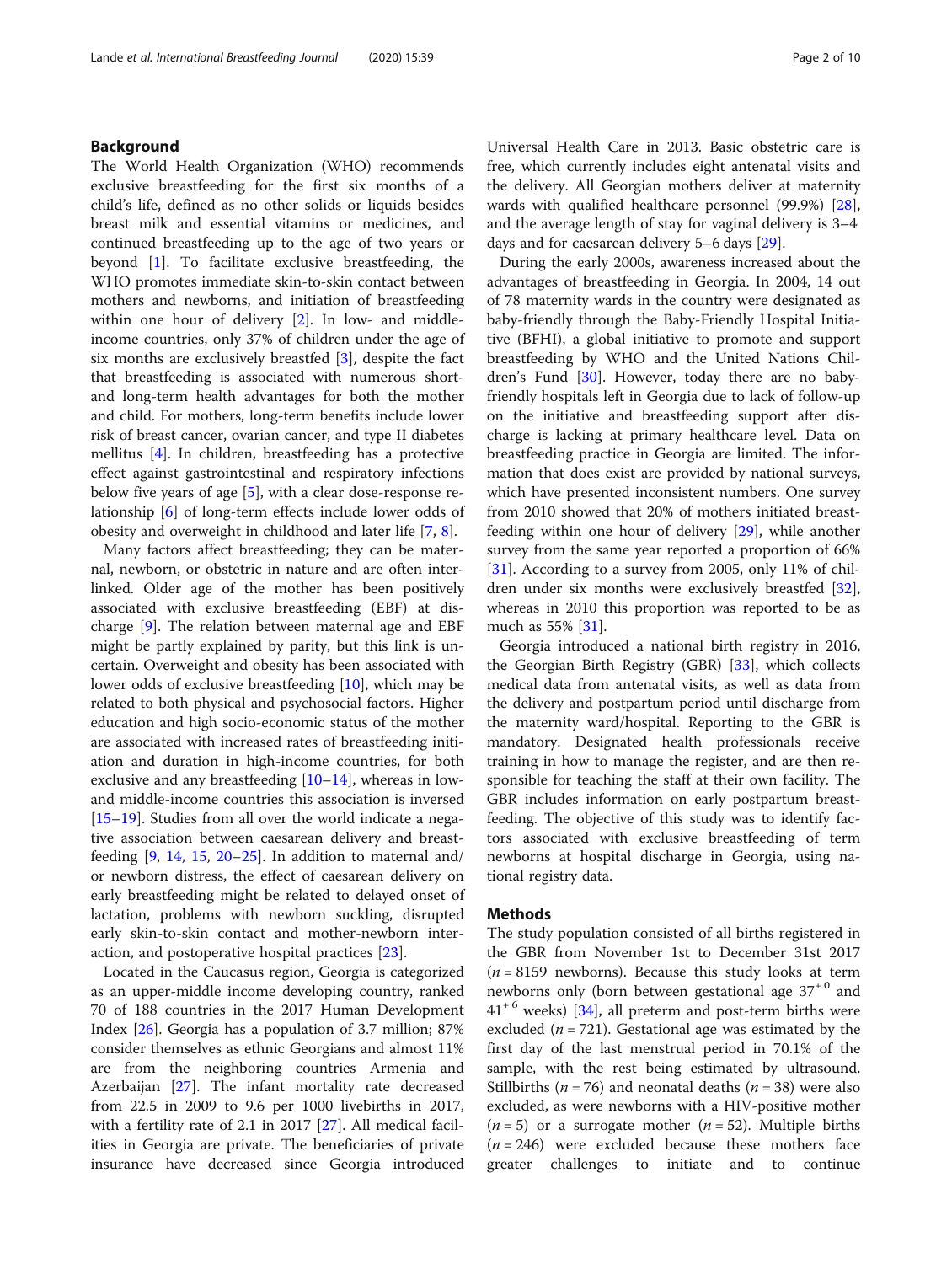## Background

The World Health Organization (WHO) recommends exclusive breastfeeding for the first six months of a child's life, defined as no other solids or liquids besides breast milk and essential vitamins or medicines, and continued breastfeeding up to the age of two years or beyond [1]. To facilitate exclusive breastfeeding, the WHO promotes immediate skin-to-skin contact between mothers and newborns, and initiation of breastfeeding within one hour of delivery [2]. In low- and middle-income countries, only 37% of children under the age of six months are exclusively breastfed [3], despite the fact that breastfeeding is associated with numerous short- and long-term health advantages for both the mother and child. For mothers, long-term benefits include lower risk of breast cancer, ovarian cancer, and type II diabetes mellitus [4]. In children, breastfeeding has a protective effect against gastrointestinal and respiratory infections below five years of age [5], with a clear dose-response relationship [6] of long-term effects include lower odds of obesity and overweight in childhood and later life [7, 8].

Many factors affect breastfeeding; they can be maternal, newborn, or obstetric in nature and are often interlinked. Older age of the mother has been positively associated with exclusive breastfeeding (EBF) at discharge [9]. The relation between maternal age and EBF might be partly explained by parity, but this link is uncertain. Overweight and obesity has been associated with lower odds of exclusive breastfeeding [10], which may be related to both physical and psychosocial factors. Higher education and high socio-economic status of the mother are associated with increased rates of breastfeeding initiation and duration in high-income countries, for both exclusive and any breastfeeding [10–14], whereas in low- and middle-income countries this association is inversed [15–19]. Studies from all over the world indicate a negative association between caesarean delivery and breastfeeding [9, 14, 15, 20–25]. In addition to maternal and/or newborn distress, the effect of caesarean delivery on early breastfeeding might be related to delayed onset of lactation, problems with newborn suckling, disrupted early skin-to-skin contact and mother-newborn interaction, and postoperative hospital practices [23].

Located in the Caucasus region, Georgia is categorized as an upper-middle income developing country, ranked 70 of 188 countries in the 2017 Human Development Index [26]. Georgia has a population of 3.7 million; 87% consider themselves as ethnic Georgians and almost 11% are from the neighboring countries Armenia and Azerbaijan [27]. The infant mortality rate decreased from 22.5 in 2009 to 9.6 per 1000 livebirths in 2017, with a fertility rate of 2.1 in 2017 [27]. All medical facilities in Georgia are private. The beneficiaries of private insurance have decreased since Georgia introduced Universal Health Care in 2013. Basic obstetric care is free, which currently includes eight antenatal visits and the delivery. All Georgian mothers deliver at maternity wards with qualified healthcare personnel (99.9%) [28], and the average length of stay for vaginal delivery is 3–4 days and for caesarean delivery 5–6 days [29].

During the early 2000s, awareness increased about the advantages of breastfeeding in Georgia. In 2004, 14 out of 78 maternity wards in the country were designated as baby-friendly through the Baby-Friendly Hospital Initiative (BFHI), a global initiative to promote and support breastfeeding by WHO and the United Nations Children's Fund [30]. However, today there are no baby-friendly hospitals left in Georgia due to lack of follow-up on the initiative and breastfeeding support after discharge is lacking at primary healthcare level. Data on breastfeeding practice in Georgia are limited. The information that does exist are provided by national surveys, which have presented inconsistent numbers. One survey from 2010 showed that 20% of mothers initiated breastfeeding within one hour of delivery [29], while another survey from the same year reported a proportion of 66% [31]. According to a survey from 2005, only 11% of children under six months were exclusively breastfed [32], whereas in 2010 this proportion was reported to be as much as 55% [31].

Georgia introduced a national birth registry in 2016, the Georgian Birth Registry (GBR) [33], which collects medical data from antenatal visits, as well as data from the delivery and postpartum period until discharge from the maternity ward/hospital. Reporting to the GBR is mandatory. Designated health professionals receive training in how to manage the register, and are then responsible for teaching the staff at their own facility. The GBR includes information on early postpartum breastfeeding. The objective of this study was to identify factors associated with exclusive breastfeeding of term newborns at hospital discharge in Georgia, using national registry data.

## Methods

The study population consisted of all births registered in the GBR from November 1st to December 31st 2017 ($n = 8159$ newborns). Because this study looks at term newborns only (born between gestational age $37^{+0}$ and $41^{+6}$ weeks) [34], all preterm and post-term births were excluded ($n = 721$). Gestational age was estimated by the first day of the last menstrual period in 70.1% of the sample, with the rest being estimated by ultrasound. Stillbirths ($n = 76$) and neonatal deaths ($n = 38$) were also excluded, as were newborns with a HIV-positive mother ($n = 5$) or a surrogate mother ($n = 52$). Multiple births ($n = 246$) were excluded because these mothers face greater challenges to initiate and to continue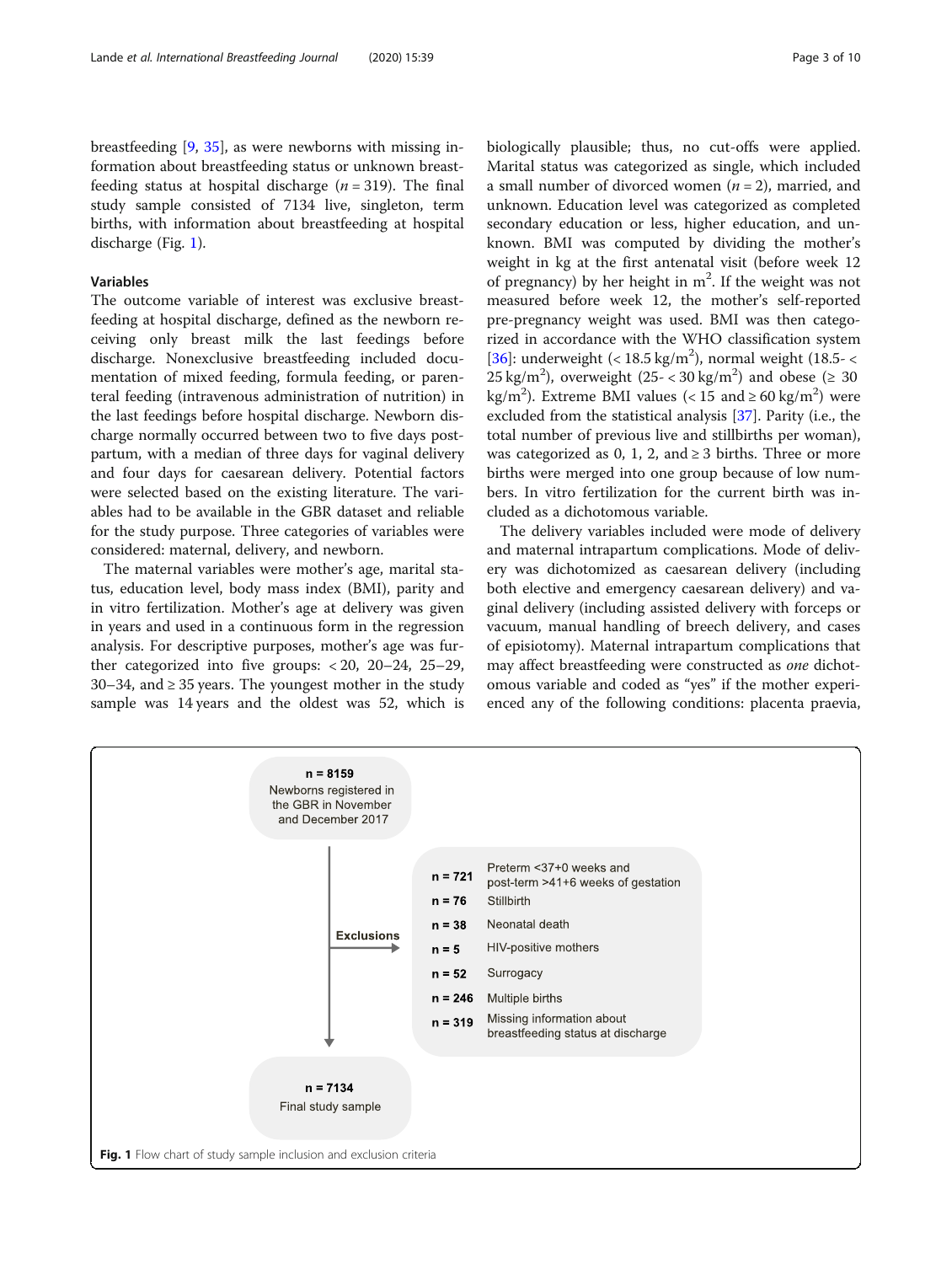breastfeeding [9, 35], as were newborns with missing information about breastfeeding status or unknown breastfeeding status at hospital discharge ($n = 319$). The final study sample consisted of 7134 live, singleton, term births, with information about breastfeeding at hospital discharge (Fig. 1).

### Variables

The outcome variable of interest was exclusive breastfeeding at hospital discharge, defined as the newborn receiving only breast milk the last feedings before discharge. Nonexclusive breastfeeding included documentation of mixed feeding, formula feeding, or parenteral feeding (intravenous administration of nutrition) in the last feedings before hospital discharge. Newborn discharge normally occurred between two to five days postpartum, with a median of three days for vaginal delivery and four days for caesarean delivery. Potential factors were selected based on the existing literature. The variables had to be available in the GBR dataset and reliable for the study purpose. Three categories of variables were considered: maternal, delivery, and newborn.

The maternal variables were mother's age, marital status, education level, body mass index (BMI), parity and in vitro fertilization. Mother's age at delivery was given in years and used in a continuous form in the regression analysis. For descriptive purposes, mother's age was further categorized into five groups: < 20, 20–24, 25–29, 30–34, and ≥ 35 years. The youngest mother in the study sample was 14 years and the oldest was 52, which is biologically plausible; thus, no cut-offs were applied. Marital status was categorized as single, which included a small number of divorced women ($n = 2$), married, and unknown. Education level was categorized as completed secondary education or less, higher education, and unknown. BMI was computed by dividing the mother's weight in kg at the first antenatal visit (before week 12 of pregnancy) by her height in $m^2$. If the weight was not measured before week 12, the mother's self-reported pre-pregnancy weight was used. BMI was then categorized in accordance with the WHO classification system [36]: underweight (< 18.5 $kg/m^2$), normal weight (18.5- < 25 $kg/m^2$), overweight (25- < 30 $kg/m^2$) and obese (≥ 30 $kg/m^2$). Extreme BMI values (< 15 and ≥ 60 $kg/m^2$) were excluded from the statistical analysis [37]. Parity (i.e., the total number of previous live and stillbirths per woman), was categorized as 0, 1, 2, and ≥ 3 births. Three or more births were merged into one group because of low numbers. In vitro fertilization for the current birth was included as a dichotomous variable.

The delivery variables included were mode of delivery and maternal intrapartum complications. Mode of delivery was dichotomized as caesarean delivery (including both elective and emergency caesarean delivery) and vaginal delivery (including assisted delivery with forceps or vacuum, manual handling of breech delivery, and cases of episiotomy). Maternal intrapartum complications that may affect breastfeeding were constructed as *one* dichotomous variable and coded as "yes" if the mother experienced any of the following conditions: placenta praevia,

n = 8159
Newborns registered in the GBR in November and December 2017

Exclusions:
- n = 721 Preterm <37+0 weeks and post-term >41+6 weeks of gestation
- n = 76 Stillbirth
- n = 38 Neonatal death
- n = 5 HIV-positive mothers
- n = 52 Surrogacy
- n = 246 Multiple births
- n = 319 Missing information about breastfeeding status at discharge

n = 7134
Final study sample

**Fig. 1** Flow chart of study sample inclusion and exclusion criteria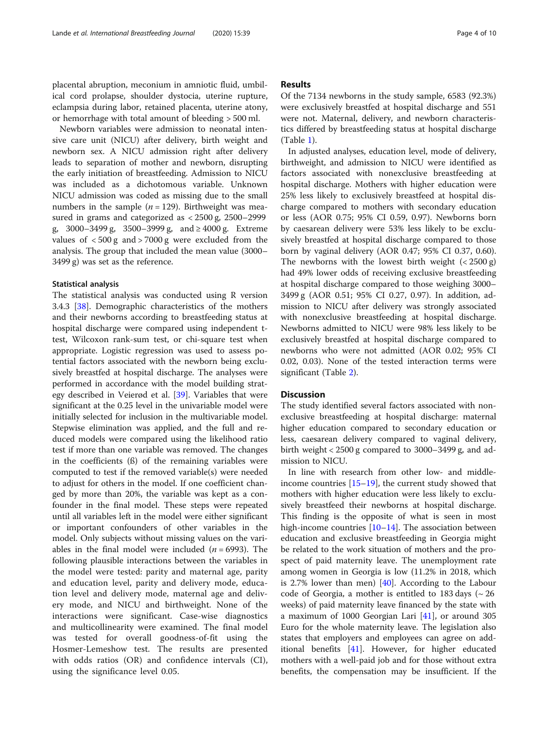placental abruption, meconium in amniotic fluid, umbilical cord prolapse, shoulder dystocia, uterine rupture, eclampsia during labor, retained placenta, uterine atony, or hemorrhage with total amount of bleeding > 500 ml.

Newborn variables were admission to neonatal intensive care unit (NICU) after delivery, birth weight and newborn sex. A NICU admission right after delivery leads to separation of mother and newborn, disrupting the early initiation of breastfeeding. Admission to NICU was included as a dichotomous variable. Unknown NICU admission was coded as missing due to the small numbers in the sample ($n = 129$). Birthweight was measured in grams and categorized as < 2500 g, 2500–2999 g, 3000–3499 g, 3500–3999 g, and ≥ 4000 g. Extreme values of < 500 g and > 7000 g were excluded from the analysis. The group that included the mean value (3000–3499 g) was set as the reference.

### Statistical analysis

The statistical analysis was conducted using R version 3.4.3 [38]. Demographic characteristics of the mothers and their newborns according to breastfeeding status at hospital discharge were compared using independent t-test, Wilcoxon rank-sum test, or chi-square test when appropriate. Logistic regression was used to assess potential factors associated with the newborn being exclusively breastfed at hospital discharge. The analyses were performed in accordance with the model building strategy described in Veierød et al. [39]. Variables that were significant at the 0.25 level in the univariable model were initially selected for inclusion in the multivariable model. Stepwise elimination was applied, and the full and reduced models were compared using the likelihood ratio test if more than one variable was removed. The changes in the coefficients (ß) of the remaining variables were computed to test if the removed variable(s) were needed to adjust for others in the model. If one coefficient changed by more than 20%, the variable was kept as a confounder in the final model. These steps were repeated until all variables left in the model were either significant or important confounders of other variables in the model. Only subjects without missing values on the variables in the final model were included ($n = 6993$). The following plausible interactions between the variables in the model were tested: parity and maternal age, parity and education level, parity and delivery mode, education level and delivery mode, maternal age and delivery mode, and NICU and birthweight. None of the interactions were significant. Case-wise diagnostics and multicollinearity were examined. The final model was tested for overall goodness-of-fit using the Hosmer-Lemeshow test. The results are presented with odds ratios (OR) and confidence intervals (CI), using the significance level 0.05.

## Results

Of the 7134 newborns in the study sample, 6583 (92.3%) were exclusively breastfed at hospital discharge and 551 were not. Maternal, delivery, and newborn characteristics differed by breastfeeding status at hospital discharge (Table 1).

In adjusted analyses, education level, mode of delivery, birthweight, and admission to NICU were identified as factors associated with nonexclusive breastfeeding at hospital discharge. Mothers with higher education were 25% less likely to exclusively breastfeed at hospital discharge compared with mothers with secondary education or less (AOR 0.75; 95% CI 0.59, 0.97). Newborns born by caesarean delivery were 53% less likely to be exclusively breastfed at hospital discharge compared to those born by vaginal delivery (AOR 0.47; 95% CI 0.37, 0.60). The newborns with the lowest birth weight (< 2500 g) had 49% lower odds of receiving exclusive breastfeeding at hospital discharge compared to those weighing 3000–3499 g (AOR 0.51; 95% CI 0.27, 0.97). In addition, admission to NICU after delivery was strongly associated with nonexclusive breastfeeding at hospital discharge. Newborns admitted to NICU were 98% less likely to be exclusively breastfed at hospital discharge compared to newborns who were not admitted (AOR 0.02; 95% CI 0.02, 0.03). None of the tested interaction terms were significant (Table 2).

## Discussion

The study identified several factors associated with nonexclusive breastfeeding at hospital discharge: maternal higher education compared to secondary education or less, caesarean delivery compared to vaginal delivery, birth weight < 2500 g compared to 3000–3499 g, and admission to NICU.

In line with research from other low- and middle-income countries [15–19], the current study showed that mothers with higher education were less likely to exclusively breastfeed their newborns at hospital discharge. This finding is the opposite of what is seen in most high-income countries [10–14]. The association between education and exclusive breastfeeding in Georgia might be related to the work situation of mothers and the prospect of paid maternity leave. The unemployment rate among women in Georgia is low (11.2% in 2018, which is 2.7% lower than men) [40]. According to the Labour code of Georgia, a mother is entitled to 183 days (~ 26 weeks) of paid maternity leave financed by the state with a maximum of 1000 Georgian Lari [41], or around 305 Euro for the whole maternity leave. The legislation also states that employers and employees can agree on additional benefits [41]. However, for higher educated mothers with a well-paid job and for those without extra benefits, the compensation may be insufficient. If the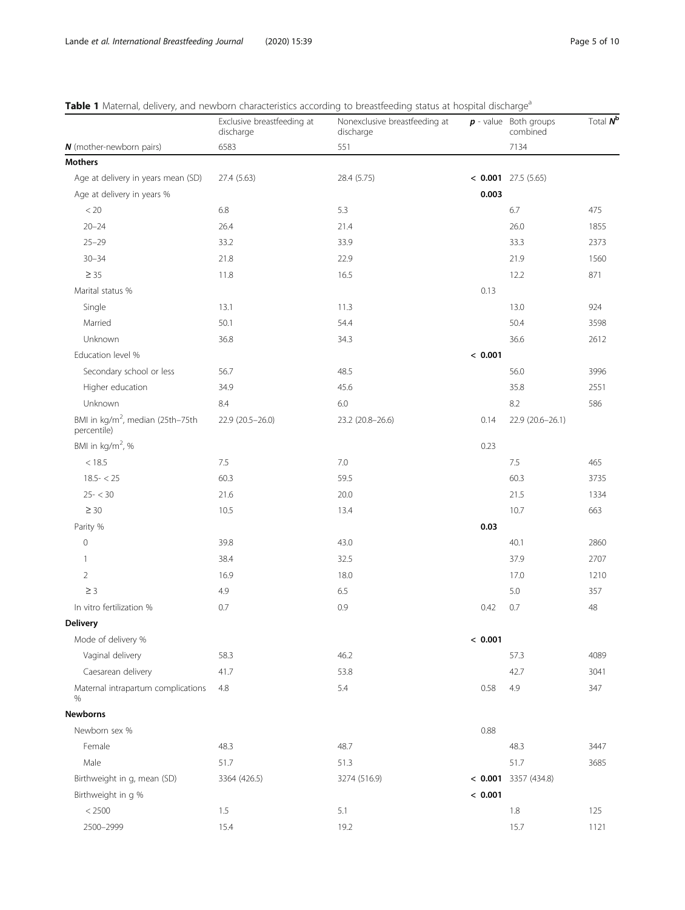**Table 1** Maternal, delivery, and newborn characteristics according to breastfeeding status at hospital discharge[a]

| | Exclusive breastfeeding at discharge | Nonexclusive breastfeeding at discharge | ***p*** - value | Both groups combined | Total ***N***[b] |
|---|---|---|---|---|---|
| ***N*** (mother-newborn pairs) | 6583 | 551 | | 7134 | |
| **Mothers** | | | | | |
| Age at delivery in years mean (SD) | 27.4 (5.63) | 28.4 (5.75) | **< 0.001** | 27.5 (5.65) | |
| Age at delivery in years % | | | **0.003** | | |
| < 20 | 6.8 | 5.3 | | 6.7 | 475 |
| 20–24 | 26.4 | 21.4 | | 26.0 | 1855 |
| 25–29 | 33.2 | 33.9 | | 33.3 | 2373 |
| 30–34 | 21.8 | 22.9 | | 21.9 | 1560 |
| ≥ 35 | 11.8 | 16.5 | | 12.2 | 871 |
| Marital status % | | | 0.13 | | |
| Single | 13.1 | 11.3 | | 13.0 | 924 |
| Married | 50.1 | 54.4 | | 50.4 | 3598 |
| Unknown | 36.8 | 34.3 | | 36.6 | 2612 |
| Education level % | | | **< 0.001** | | |
| Secondary school or less | 56.7 | 48.5 | | 56.0 | 3996 |
| Higher education | 34.9 | 45.6 | | 35.8 | 2551 |
| Unknown | 8.4 | 6.0 | | 8.2 | 586 |
| BMI in kg/m$^2$, median (25th–75th percentile) | 22.9 (20.5–26.0) | 23.2 (20.8–26.6) | 0.14 | 22.9 (20.6–26.1) | |
| BMI in kg/m$^2$, % | | | 0.23 | | |
| < 18.5 | 7.5 | 7.0 | | 7.5 | 465 |
| 18.5- < 25 | 60.3 | 59.5 | | 60.3 | 3735 |
| 25- < 30 | 21.6 | 20.0 | | 21.5 | 1334 |
| ≥ 30 | 10.5 | 13.4 | | 10.7 | 663 |
| Parity % | | | **0.03** | | |
| 0 | 39.8 | 43.0 | | 40.1 | 2860 |
| 1 | 38.4 | 32.5 | | 37.9 | 2707 |
| 2 | 16.9 | 18.0 | | 17.0 | 1210 |
| ≥ 3 | 4.9 | 6.5 | | 5.0 | 357 |
| In vitro fertilization % | 0.7 | 0.9 | 0.42 | 0.7 | 48 |
| **Delivery** | | | | | |
| Mode of delivery % | | | **< 0.001** | | |
| Vaginal delivery | 58.3 | 46.2 | | 57.3 | 4089 |
| Caesarean delivery | 41.7 | 53.8 | | 42.7 | 3041 |
| Maternal intrapartum complications % | 4.8 | 5.4 | 0.58 | 4.9 | 347 |
| **Newborns** | | | | | |
| Newborn sex % | | | 0.88 | | |
| Female | 48.3 | 48.7 | | 48.3 | 3447 |
| Male | 51.7 | 51.3 | | 51.7 | 3685 |
| Birthweight in g, mean (SD) | 3364 (426.5) | 3274 (516.9) | **< 0.001** | 3357 (434.8) | |
| Birthweight in g % | | | **< 0.001** | | |
| < 2500 | 1.5 | 5.1 | | 1.8 | 125 |
| 2500–2999 | 15.4 | 19.2 | | 15.7 | 1121 |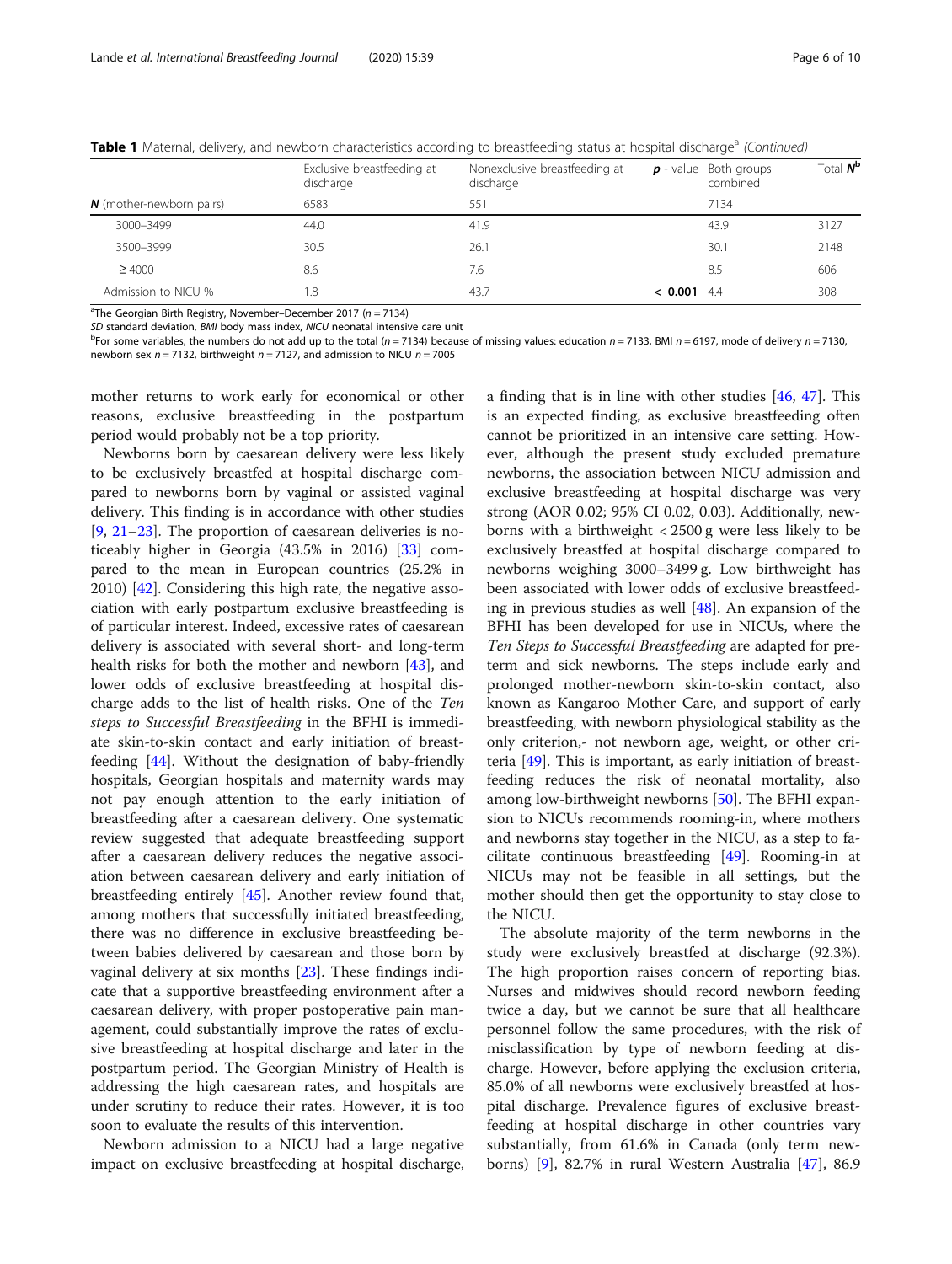**Table 1** Maternal, delivery, and newborn characteristics according to breastfeeding status at hospital discharge[a] *(Continued)*

| | Exclusive breastfeeding at discharge | Nonexclusive breastfeeding at discharge | ***p*** - value | Both groups combined | Total ***N***[b] |
|---|---|---|---|---|---|
| ***N*** (mother-newborn pairs) | 6583 | 551 | | 7134 | |
| 3000–3499 | 44.0 | 41.9 | | 43.9 | 3127 |
| 3500–3999 | 30.5 | 26.1 | | 30.1 | 2148 |
| ≥ 4000 | 8.6 | 7.6 | | 8.5 | 606 |
| Admission to NICU % | 1.8 | 43.7 | **< 0.001** | 4.4 | 308 |

[a]The Georgian Birth Registry, November–December 2017 ($n = 7134$)

*SD* standard deviation, *BMI* body mass index, *NICU* neonatal intensive care unit

[b]For some variables, the numbers do not add up to the total ($n = 7134$) because of missing values: education $n = 7133$, BMI $n = 6197$, mode of delivery $n = 7130$, newborn sex $n = 7132$, birthweight $n = 7127$, and admission to NICU $n = 7005$

mother returns to work early for economical or other reasons, exclusive breastfeeding in the postpartum period would probably not be a top priority.

Newborns born by caesarean delivery were less likely to be exclusively breastfed at hospital discharge compared to newborns born by vaginal or assisted vaginal delivery. This finding is in accordance with other studies [9, 21–23]. The proportion of caesarean deliveries is noticeably higher in Georgia (43.5% in 2016) [33] compared to the mean in European countries (25.2% in 2010) [42]. Considering this high rate, the negative association with early postpartum exclusive breastfeeding is of particular interest. Indeed, excessive rates of caesarean delivery is associated with several short- and long-term health risks for both the mother and newborn [43], and lower odds of exclusive breastfeeding at hospital discharge adds to the list of health risks. One of the *Ten steps to Successful Breastfeeding* in the BFHI is immediate skin-to-skin contact and early initiation of breastfeeding [44]. Without the designation of baby-friendly hospitals, Georgian hospitals and maternity wards may not pay enough attention to the early initiation of breastfeeding after a caesarean delivery. One systematic review suggested that adequate breastfeeding support after a caesarean delivery reduces the negative association between caesarean delivery and early initiation of breastfeeding entirely [45]. Another review found that, among mothers that successfully initiated breastfeeding, there was no difference in exclusive breastfeeding between babies delivered by caesarean and those born by vaginal delivery at six months [23]. These findings indicate that a supportive breastfeeding environment after a caesarean delivery, with proper postoperative pain management, could substantially improve the rates of exclusive breastfeeding at hospital discharge and later in the postpartum period. The Georgian Ministry of Health is addressing the high caesarean rates, and hospitals are under scrutiny to reduce their rates. However, it is too soon to evaluate the results of this intervention.

Newborn admission to a NICU had a large negative impact on exclusive breastfeeding at hospital discharge, a finding that is in line with other studies [46, 47]. This is an expected finding, as exclusive breastfeeding often cannot be prioritized in an intensive care setting. However, although the present study excluded premature newborns, the association between NICU admission and exclusive breastfeeding at hospital discharge was very strong (AOR 0.02; 95% CI 0.02, 0.03). Additionally, newborns with a birthweight < 2500 g were less likely to be exclusively breastfed at hospital discharge compared to newborns weighing 3000–3499 g. Low birthweight has been associated with lower odds of exclusive breastfeeding in previous studies as well [48]. An expansion of the BFHI has been developed for use in NICUs, where the *Ten Steps to Successful Breastfeeding* are adapted for preterm and sick newborns. The steps include early and prolonged mother-newborn skin-to-skin contact, also known as Kangaroo Mother Care, and support of early breastfeeding, with newborn physiological stability as the only criterion,- not newborn age, weight, or other criteria [49]. This is important, as early initiation of breastfeeding reduces the risk of neonatal mortality, also among low-birthweight newborns [50]. The BFHI expansion to NICUs recommends rooming-in, where mothers and newborns stay together in the NICU, as a step to facilitate continuous breastfeeding [49]. Rooming-in at NICUs may not be feasible in all settings, but the mother should then get the opportunity to stay close to the NICU.

The absolute majority of the term newborns in the study were exclusively breastfed at discharge (92.3%). The high proportion raises concern of reporting bias. Nurses and midwives should record newborn feeding twice a day, but we cannot be sure that all healthcare personnel follow the same procedures, with the risk of misclassification by type of newborn feeding at discharge. However, before applying the exclusion criteria, 85.0% of all newborns were exclusively breastfed at hospital discharge. Prevalence figures of exclusive breastfeeding at hospital discharge in other countries vary substantially, from 61.6% in Canada (only term newborns) [9], 82.7% in rural Western Australia [47], 86.9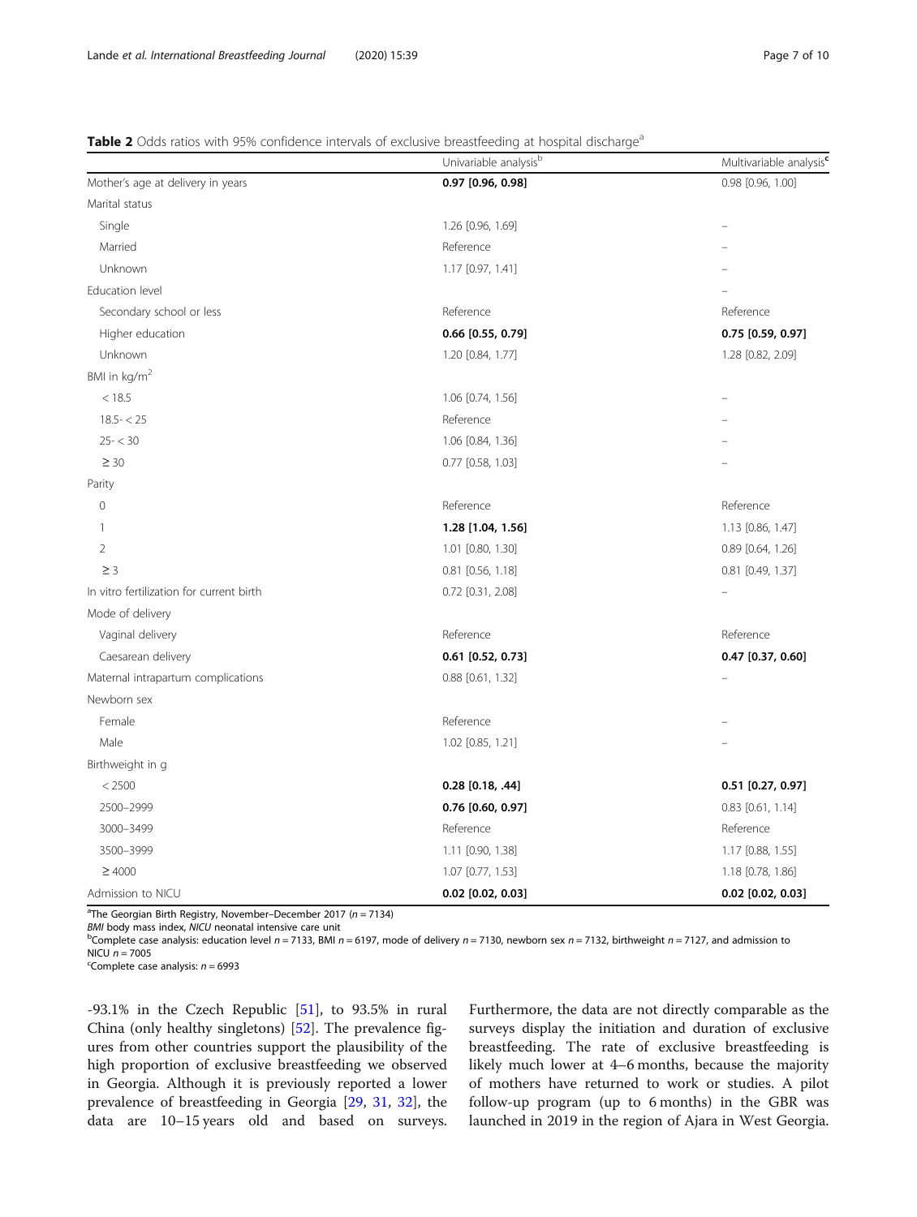**Table 2** Odds ratios with 95% confidence intervals of exclusive breastfeeding at hospital discharge[a]

| | Univariable analysis[b] | Multivariable analysis[c] |
|---|---|---|
| Mother's age at delivery in years | **0.97 [0.96, 0.98]** | 0.98 [0.96, 1.00] |
| Marital status | | |
| Single | 1.26 [0.96, 1.69] | – |
| Married | Reference | – |
| Unknown | 1.17 [0.97, 1.41] | – |
| Education level | | – |
| Secondary school or less | Reference | Reference |
| Higher education | **0.66 [0.55, 0.79]** | **0.75 [0.59, 0.97]** |
| Unknown | 1.20 [0.84, 1.77] | 1.28 [0.82, 2.09] |
| BMI in kg/m$^2$ | | |
| < 18.5 | 1.06 [0.74, 1.56] | – |
| 18.5- < 25 | Reference | – |
| 25- < 30 | 1.06 [0.84, 1.36] | – |
| ≥ 30 | 0.77 [0.58, 1.03] | – |
| Parity | | |
| 0 | Reference | Reference |
| 1 | **1.28 [1.04, 1.56]** | 1.13 [0.86, 1.47] |
| 2 | 1.01 [0.80, 1.30] | 0.89 [0.64, 1.26] |
| ≥ 3 | 0.81 [0.56, 1.18] | 0.81 [0.49, 1.37] |
| In vitro fertilization for current birth | 0.72 [0.31, 2.08] | – |
| Mode of delivery | | |
| Vaginal delivery | Reference | Reference |
| Caesarean delivery | **0.61 [0.52, 0.73]** | **0.47 [0.37, 0.60]** |
| Maternal intrapartum complications | 0.88 [0.61, 1.32] | – |
| Newborn sex | | |
| Female | Reference | – |
| Male | 1.02 [0.85, 1.21] | – |
| Birthweight in g | | |
| < 2500 | **0.28 [0.18, .44]** | **0.51 [0.27, 0.97]** |
| 2500–2999 | **0.76 [0.60, 0.97]** | 0.83 [0.61, 1.14] |
| 3000–3499 | Reference | Reference |
| 3500–3999 | 1.11 [0.90, 1.38] | 1.17 [0.88, 1.55] |
| ≥ 4000 | 1.07 [0.77, 1.53] | 1.18 [0.78, 1.86] |
| Admission to NICU | **0.02 [0.02, 0.03]** | **0.02 [0.02, 0.03]** |

[a]The Georgian Birth Registry, November–December 2017 ($n = 7134$)

*BMI* body mass index, *NICU* neonatal intensive care unit

[b]Complete case analysis: education level $n = 7133$, BMI $n = 6197$, mode of delivery $n = 7130$, newborn sex $n = 7132$, birthweight $n = 7127$, and admission to NICU $n = 7005$

[c]Complete case analysis: $n = 6993$

-93.1% in the Czech Republic [51], to 93.5% in rural China (only healthy singletons) [52]. The prevalence figures from other countries support the plausibility of the high proportion of exclusive breastfeeding we observed in Georgia. Although it is previously reported a lower prevalence of breastfeeding in Georgia [29, 31, 32], the data are 10–15 years old and based on surveys. Furthermore, the data are not directly comparable as the surveys display the initiation and duration of exclusive breastfeeding. The rate of exclusive breastfeeding is likely much lower at 4–6 months, because the majority of mothers have returned to work or studies. A pilot follow-up program (up to 6 months) in the GBR was launched in 2019 in the region of Ajara in West Georgia.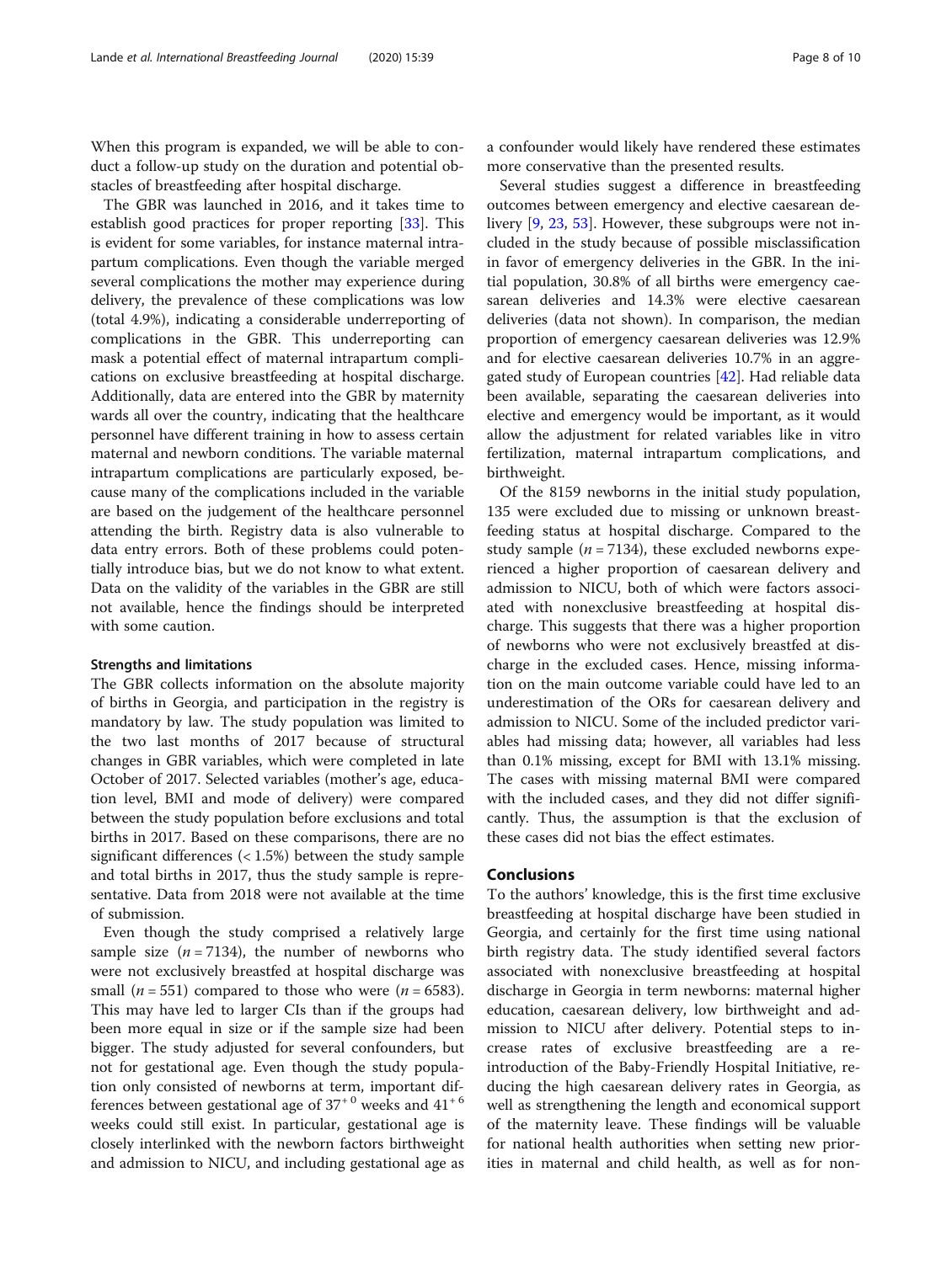When this program is expanded, we will be able to conduct a follow-up study on the duration and potential obstacles of breastfeeding after hospital discharge.

The GBR was launched in 2016, and it takes time to establish good practices for proper reporting [33]. This is evident for some variables, for instance maternal intrapartum complications. Even though the variable merged several complications the mother may experience during delivery, the prevalence of these complications was low (total 4.9%), indicating a considerable underreporting of complications in the GBR. This underreporting can mask a potential effect of maternal intrapartum complications on exclusive breastfeeding at hospital discharge. Additionally, data are entered into the GBR by maternity wards all over the country, indicating that the healthcare personnel have different training in how to assess certain maternal and newborn conditions. The variable maternal intrapartum complications are particularly exposed, because many of the complications included in the variable are based on the judgement of the healthcare personnel attending the birth. Registry data is also vulnerable to data entry errors. Both of these problems could potentially introduce bias, but we do not know to what extent. Data on the validity of the variables in the GBR are still not available, hence the findings should be interpreted with some caution.

### Strengths and limitations

The GBR collects information on the absolute majority of births in Georgia, and participation in the registry is mandatory by law. The study population was limited to the two last months of 2017 because of structural changes in GBR variables, which were completed in late October of 2017. Selected variables (mother's age, education level, BMI and mode of delivery) were compared between the study population before exclusions and total births in 2017. Based on these comparisons, there are no significant differences (< 1.5%) between the study sample and total births in 2017, thus the study sample is representative. Data from 2018 were not available at the time of submission.

Even though the study comprised a relatively large sample size ($n = 7134$), the number of newborns who were not exclusively breastfed at hospital discharge was small ($n = 551$) compared to those who were ($n = 6583$). This may have led to larger CIs than if the groups had been more equal in size or if the sample size had been bigger. The study adjusted for several confounders, but not for gestational age. Even though the study population only consisted of newborns at term, important differences between gestational age of $37^{+0}$ weeks and $41^{+6}$ weeks could still exist. In particular, gestational age is closely interlinked with the newborn factors birthweight and admission to NICU, and including gestational age as a confounder would likely have rendered these estimates more conservative than the presented results.

Several studies suggest a difference in breastfeeding outcomes between emergency and elective caesarean delivery [9, 23, 53]. However, these subgroups were not included in the study because of possible misclassification in favor of emergency deliveries in the GBR. In the initial population, 30.8% of all births were emergency caesarean deliveries and 14.3% were elective caesarean deliveries (data not shown). In comparison, the median proportion of emergency caesarean deliveries was 12.9% and for elective caesarean deliveries 10.7% in an aggregated study of European countries [42]. Had reliable data been available, separating the caesarean deliveries into elective and emergency would be important, as it would allow the adjustment for related variables like in vitro fertilization, maternal intrapartum complications, and birthweight.

Of the 8159 newborns in the initial study population, 135 were excluded due to missing or unknown breastfeeding status at hospital discharge. Compared to the study sample ($n = 7134$), these excluded newborns experienced a higher proportion of caesarean delivery and admission to NICU, both of which were factors associated with nonexclusive breastfeeding at hospital discharge. This suggests that there was a higher proportion of newborns who were not exclusively breastfed at discharge in the excluded cases. Hence, missing information on the main outcome variable could have led to an underestimation of the ORs for caesarean delivery and admission to NICU. Some of the included predictor variables had missing data; however, all variables had less than 0.1% missing, except for BMI with 13.1% missing. The cases with missing maternal BMI were compared with the included cases, and they did not differ significantly. Thus, the assumption is that the exclusion of these cases did not bias the effect estimates.

## Conclusions

To the authors' knowledge, this is the first time exclusive breastfeeding at hospital discharge have been studied in Georgia, and certainly for the first time using national birth registry data. The study identified several factors associated with nonexclusive breastfeeding at hospital discharge in Georgia in term newborns: maternal higher education, caesarean delivery, low birthweight and admission to NICU after delivery. Potential steps to increase rates of exclusive breastfeeding are a re-introduction of the Baby-Friendly Hospital Initiative, reducing the high caesarean delivery rates in Georgia, as well as strengthening the length and economical support of the maternity leave. These findings will be valuable for national health authorities when setting new priorities in maternal and child health, as well as for non-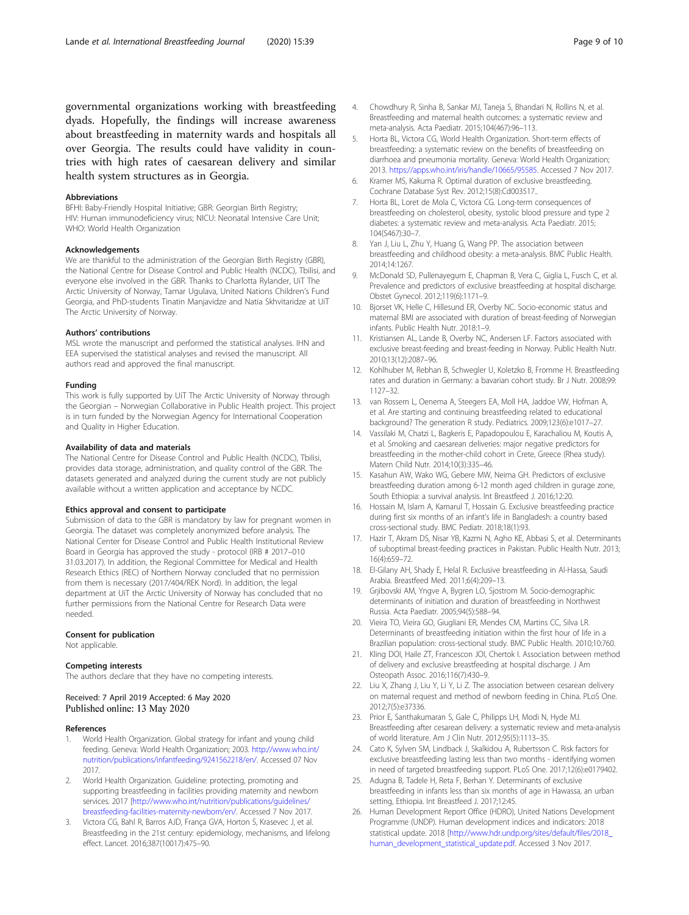governmental organizations working with breastfeeding dyads. Hopefully, the findings will increase awareness about breastfeeding in maternity wards and hospitals all over Georgia. The results could have validity in countries with high rates of caesarean delivery and similar health system structures as in Georgia.

### Abbreviations

BFHI: Baby-Friendly Hospital Initiative; GBR: Georgian Birth Registry; HIV: Human immunodeficiency virus; NICU: Neonatal Intensive Care Unit; WHO: World Health Organization

### Acknowledgements

We are thankful to the administration of the Georgian Birth Registry (GBR), the National Centre for Disease Control and Public Health (NCDC), Tbilisi, and everyone else involved in the GBR. Thanks to Charlotta Rylander, UiT The Arctic University of Norway, Tamar Ugulava, United Nations Children's Fund Georgia, and PhD-students Tinatin Manjavidze and Natia Skhvitaridze at UiT The Arctic University of Norway.

### Authors' contributions

MSL wrote the manuscript and performed the statistical analyses. IHN and EEA supervised the statistical analyses and revised the manuscript. All authors read and approved the final manuscript.

### Funding

This work is fully supported by UiT The Arctic University of Norway through the Georgian – Norwegian Collaborative in Public Health project. This project is in turn funded by the Norwegian Agency for International Cooperation and Quality in Higher Education.

### Availability of data and materials

The National Centre for Disease Control and Public Health (NCDC), Tbilisi, provides data storage, administration, and quality control of the GBR. The datasets generated and analyzed during the current study are not publicly available without a written application and acceptance by NCDC.

### Ethics approval and consent to participate

Submission of data to the GBR is mandatory by law for pregnant women in Georgia. The dataset was completely anonymized before analysis. The National Center for Disease Control and Public Health Institutional Review Board in Georgia has approved the study - protocol (IRB # 2017–010 31.03.2017). In addition, the Regional Committee for Medical and Health Research Ethics (REC) of Northern Norway concluded that no permission from them is necessary (2017/404/REK Nord). In addition, the legal department at UiT the Arctic University of Norway has concluded that no further permissions from the National Centre for Research Data were needed.

### Consent for publication

Not applicable.

### Competing interests

The authors declare that they have no competing interests.

Received: 7 April 2019 Accepted: 6 May 2020
Published online: 13 May 2020

### References

1. World Health Organization. Global strategy for infant and young child feeding. Geneva: World Health Organization; 2003. http://www.who.int/nutrition/publications/infantfeeding/9241562218/en/. Accessed 07 Nov 2017.
2. World Health Organization. Guideline: protecting, promoting and supporting breastfeeding in facilities providing maternity and newborn services. 2017 [http://www.who.int/nutrition/publications/guidelines/breastfeeding-facilities-maternity-newborn/en/. Accessed 7 Nov 2017.
3. Victora CG, Bahl R, Barros AJD, França GVA, Horton S, Krasevec J, et al. Breastfeeding in the 21st century: epidemiology, mechanisms, and lifelong effect. Lancet. 2016;387(10017):475–90.
4. Chowdhury R, Sinha B, Sankar MJ, Taneja S, Bhandari N, Rollins N, et al. Breastfeeding and maternal health outcomes: a systematic review and meta-analysis. Acta Paediatr. 2015;104(467):96–113.
5. Horta BL, Victora CG, World Health Organization. Short-term effects of breastfeeding: a systematic review on the benefits of breastfeeding on diarrhoea and pneumonia mortality. Geneva: World Health Organization; 2013. https://apps.who.int/iris/handle/10665/95585. Accessed 7 Nov 2017.
6. Kramer MS, Kakuma R. Optimal duration of exclusive breastfeeding. Cochrane Database Syst Rev. 2012;15(8):Cd003517..
7. Horta BL, Loret de Mola C, Victora CG. Long-term consequences of breastfeeding on cholesterol, obesity, systolic blood pressure and type 2 diabetes: a systematic review and meta-analysis. Acta Paediatr. 2015; 104(S467):30–7.
8. Yan J, Liu L, Zhu Y, Huang G, Wang PP. The association between breastfeeding and childhood obesity: a meta-analysis. BMC Public Health. 2014;14:1267.
9. McDonald SD, Pullenayegum E, Chapman B, Vera C, Giglia L, Fusch C, et al. Prevalence and predictors of exclusive breastfeeding at hospital discharge. Obstet Gynecol. 2012;119(6):1171–9.
10. Bjorset VK, Helle C, Hillesund ER, Overby NC. Socio-economic status and maternal BMI are associated with duration of breast-feeding of Norwegian infants. Public Health Nutr. 2018:1–9.
11. Kristiansen AL, Lande B, Overby NC, Andersen LF. Factors associated with exclusive breast-feeding and breast-feeding in Norway. Public Health Nutr. 2010;13(12):2087–96.
12. Kohlhuber M, Rebhan B, Schwegler U, Koletzko B, Fromme H. Breastfeeding rates and duration in Germany: a bavarian cohort study. Br J Nutr. 2008;99: 1127–32.
13. van Rossem L, Oenema A, Steegers EA, Moll HA, Jaddoe VW, Hofman A, et al. Are starting and continuing breastfeeding related to educational background? The generation R study. Pediatrics. 2009;123(6):e1017–27.
14. Vassilaki M, Chatzi L, Bagkeris E, Papadopoulou E, Karachaliou M, Koutis A, et al. Smoking and caesarean deliveries: major negative predictors for breastfeeding in the mother-child cohort in Crete, Greece (Rhea study). Matern Child Nutr. 2014;10(3):335–46.
15. Kasahun AW, Wako WG, Gebere MW, Neima GH. Predictors of exclusive breastfeeding duration among 6-12 month aged children in gurage zone, South Ethiopia: a survival analysis. Int Breastfeed J. 2016;12:20.
16. Hossain M, Islam A, Kamarul T, Hossain G. Exclusive breastfeeding practice during first six months of an infant's life in Bangladesh: a country based cross-sectional study. BMC Pediatr. 2018;18(1):93.
17. Hazir T, Akram DS, Nisar YB, Kazmi N, Agho KE, Abbasi S, et al. Determinants of suboptimal breast-feeding practices in Pakistan. Public Health Nutr. 2013; 16(4):659–72.
18. El-Gilany AH, Shady E, Helal R. Exclusive breastfeeding in Al-Hassa, Saudi Arabia. Breastfeed Med. 2011;6(4):209–13.
19. Grjibovski AM, Yngve A, Bygren LO, Sjostrom M. Socio-demographic determinants of initiation and duration of breastfeeding in Northwest Russia. Acta Paediatr. 2005;94(5):588–94.
20. Vieira TO, Vieira GO, Giugliani ER, Mendes CM, Martins CC, Silva LR. Determinants of breastfeeding initiation within the first hour of life in a Brazilian population: cross-sectional study. BMC Public Health. 2010;10:760.
21. Kling DOI, Haile ZT, Francescon JOI, Chertok I. Association between method of delivery and exclusive breastfeeding at hospital discharge. J Am Osteopath Assoc. 2016;116(7):430–9.
22. Liu X, Zhang J, Liu Y, Li Y, Li Z. The association between cesarean delivery on maternal request and method of newborn feeding in China. PLoS One. 2012;7(5):e37336.
23. Prior E, Santhakumaran S, Gale C, Philipps LH, Modi N, Hyde MJ. Breastfeeding after cesarean delivery: a systematic review and meta-analysis of world literature. Am J Clin Nutr. 2012;95(5):1113–35.
24. Cato K, Sylven SM, Lindback J, Skalkidou A, Rubertsson C. Risk factors for exclusive breastfeeding lasting less than two months - identifying women in need of targeted breastfeeding support. PLoS One. 2017;12(6):e0179402.
25. Adugna B, Tadele H, Reta F, Berhan Y. Determinants of exclusive breastfeeding in infants less than six months of age in Hawassa, an urban setting, Ethiopia. Int Breastfeed J. 2017;12:45.
26. Human Development Report Office (HDRO), United Nations Development Programme (UNDP). Human development indices and indicators: 2018 statistical update. 2018 [http://www.hdr.undp.org/sites/default/files/2018_human_development_statistical_update.pdf. Accessed 3 Nov 2017.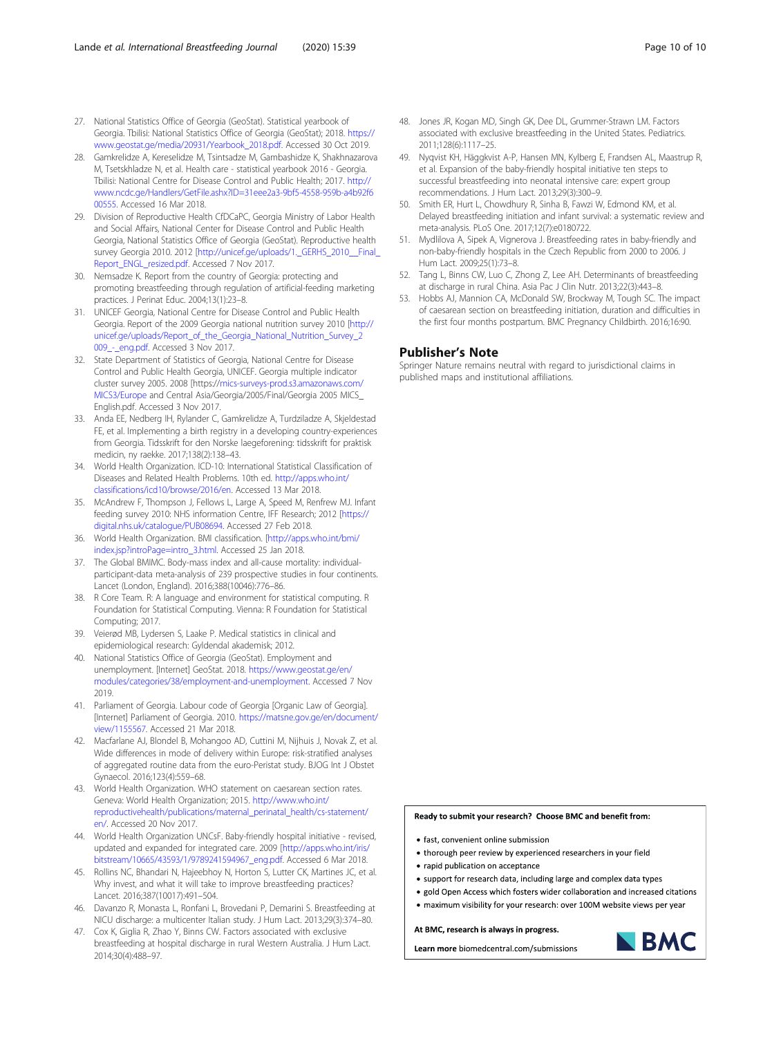27. National Statistics Office of Georgia (GeoStat). Statistical yearbook of Georgia. Tbilisi: National Statistics Office of Georgia (GeoStat); 2018. https://www.geostat.ge/media/20931/Yearbook_2018.pdf. Accessed 30 Oct 2019.
28. Gamkrelidze A, Kereselidze M, Tsintsadze M, Gambashidze K, Shakhnazarova M, Tsetskhladze N, et al. Health care - statistical yearbook 2016 - Georgia. Tbilisi: National Centre for Disease Control and Public Health; 2017. http://www.ncdc.ge/Handlers/GetFile.ashx?ID=31eee2a3-9bf5-4558-959b-a4b92f600555. Accessed 16 Mar 2018.
29. Division of Reproductive Health CfDCaPC, Georgia Ministry of Labor Health and Social Affairs, National Center for Disease Control and Public Health Georgia, National Statistics Office of Georgia (GeoStat). Reproductive health survey Georgia 2010. 2012 [http://unicef.ge/uploads/1._GERHS_2010__Final_Report_ENGL_resized.pdf. Accessed 7 Nov 2017.
30. Nemsadze K. Report from the country of Georgia: protecting and promoting breastfeeding through regulation of artificial-feeding marketing practices. J Perinat Educ. 2004;13(1):23–8.
31. UNICEF Georgia, National Centre for Disease Control and Public Health Georgia. Report of the 2009 Georgia national nutrition survey 2010 [http://unicef.ge/uploads/Report_of_the_Georgia_National_Nutrition_Survey_2009_-_eng.pdf. Accessed 3 Nov 2017.
32. State Department of Statistics of Georgia, National Centre for Disease Control and Public Health Georgia, UNICEF. Georgia multiple indicator cluster survey 2005. 2008 [https://mics-surveys-prod.s3.amazonaws.com/MICS3/Europe and Central Asia/Georgia/2005/Final/Georgia 2005 MICS_English.pdf. Accessed 3 Nov 2017.
33. Anda EE, Nedberg IH, Rylander C, Gamkrelidze A, Turdziladze A, Skjeldestad FE, et al. Implementing a birth registry in a developing country-experiences from Georgia. Tidsskrift for den Norske laegeforening: tidsskrift for praktisk medicin, ny raekke. 2017;138(2):138–43.
34. World Health Organization. ICD-10: International Statistical Classification of Diseases and Related Health Problems. 10th ed. http://apps.who.int/classifications/icd10/browse/2016/en. Accessed 13 Mar 2018.
35. McAndrew F, Thompson J, Fellows L, Large A, Speed M, Renfrew MJ. Infant feeding survey 2010: NHS information Centre, IFF Research; 2012 [https://digital.nhs.uk/catalogue/PUB08694. Accessed 27 Feb 2018.
36. World Health Organization. BMI classification. [http://apps.who.int/bmi/index.jsp?introPage=intro_3.html. Accessed 25 Jan 2018.
37. The Global BMIMC. Body-mass index and all-cause mortality: individual-participant-data meta-analysis of 239 prospective studies in four continents. Lancet (London, England). 2016;388(10046):776–86.
38. R Core Team. R: A language and environment for statistical computing. R Foundation for Statistical Computing. Vienna: R Foundation for Statistical Computing; 2017.
39. Veierød MB, Lydersen S, Laake P. Medical statistics in clinical and epidemiological research: Gyldendal akademisk; 2012.
40. National Statistics Office of Georgia (GeoStat). Employment and unemployment. [Internet] GeoStat. 2018. https://www.geostat.ge/en/modules/categories/38/employment-and-unemployment. Accessed 7 Nov 2019.
41. Parliament of Georgia. Labour code of Georgia [Organic Law of Georgia]. [Internet] Parliament of Georgia. 2010. https://matsne.gov.ge/en/document/view/1155567. Accessed 21 Mar 2018.
42. Macfarlane AJ, Blondel B, Mohangoo AD, Cuttini M, Nijhuis J, Novak Z, et al. Wide differences in mode of delivery within Europe: risk-stratified analyses of aggregated routine data from the euro-Peristat study. BJOG Int J Obstet Gynaecol. 2016;123(4):559–68.
43. World Health Organization. WHO statement on caesarean section rates. Geneva: World Health Organization; 2015. http://www.who.int/reproductivehealth/publications/maternal_perinatal_health/cs-statement/en/. Accessed 20 Nov 2017.
44. World Health Organization UNCsF. Baby-friendly hospital initiative - revised, updated and expanded for integrated care. 2009 [http://apps.who.int/iris/bitstream/10665/43593/1/9789241594967_eng.pdf. Accessed 6 Mar 2018.
45. Rollins NC, Bhandari N, Hajeebhoy N, Horton S, Lutter CK, Martines JC, et al. Why invest, and what it will take to improve breastfeeding practices? Lancet. 2016;387(10017):491–504.
46. Davanzo R, Monasta L, Ronfani L, Brovedani P, Demarini S. Breastfeeding at NICU discharge: a multicenter Italian study. J Hum Lact. 2013;29(3):374–80.
47. Cox K, Giglia R, Zhao Y, Binns CW. Factors associated with exclusive breastfeeding at hospital discharge in rural Western Australia. J Hum Lact. 2014;30(4):488–97.
48. Jones JR, Kogan MD, Singh GK, Dee DL, Grummer-Strawn LM. Factors associated with exclusive breastfeeding in the United States. Pediatrics. 2011;128(6):1117–25.
49. Nyqvist KH, Häggkvist A-P, Hansen MN, Kylberg E, Frandsen AL, Maastrup R, et al. Expansion of the baby-friendly hospital initiative ten steps to successful breastfeeding into neonatal intensive care: expert group recommendations. J Hum Lact. 2013;29(3):300–9.
50. Smith ER, Hurt L, Chowdhury R, Sinha B, Fawzi W, Edmond KM, et al. Delayed breastfeeding initiation and infant survival: a systematic review and meta-analysis. PLoS One. 2017;12(7):e0180722.
51. Mydlilova A, Sipek A, Vignerova J. Breastfeeding rates in baby-friendly and non-baby-friendly hospitals in the Czech Republic from 2000 to 2006. J Hum Lact. 2009;25(1):73–8.
52. Tang L, Binns CW, Luo C, Zhong Z, Lee AH. Determinants of breastfeeding at discharge in rural China. Asia Pac J Clin Nutr. 2013;22(3):443–8.
53. Hobbs AJ, Mannion CA, McDonald SW, Brockway M, Tough SC. The impact of caesarean section on breastfeeding initiation, duration and difficulties in the first four months postpartum. BMC Pregnancy Childbirth. 2016;16:90.

## Publisher's Note

Springer Nature remains neutral with regard to jurisdictional claims in published maps and institutional affiliations.

**Ready to submit your research? Choose BMC and benefit from:**

- fast, convenient online submission
- thorough peer review by experienced researchers in your field
- rapid publication on acceptance
- support for research data, including large and complex data types
- gold Open Access which fosters wider collaboration and increased citations
- maximum visibility for your research: over 100M website views per year

**At BMC, research is always in progress.**

**Learn more** biomedcentral.com/submissions

BMC